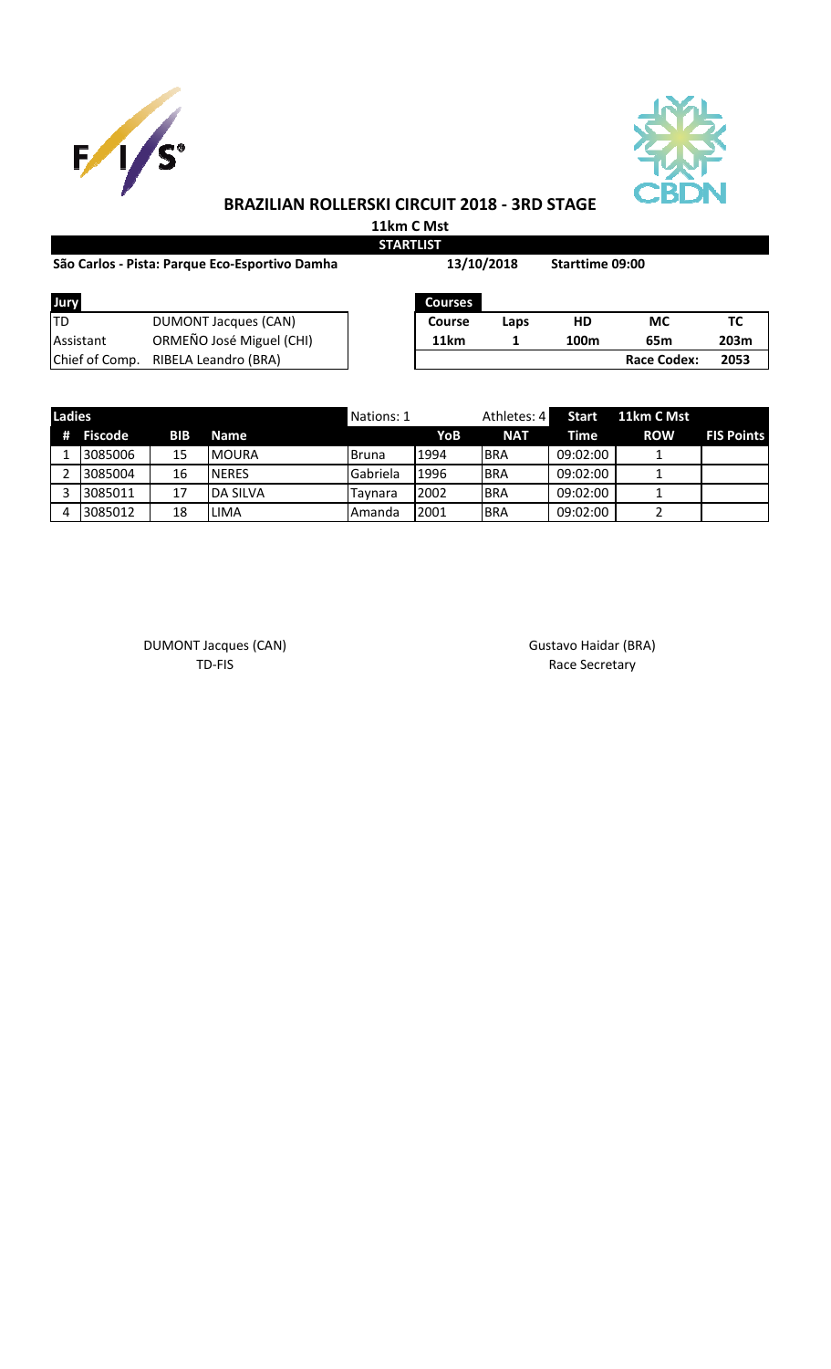# BRAZILIAN ROLLERSKI CIRCUIT 2018 - 3RD STAGE

## 11km C Mst

**STARTLIST**

**São Carlos - Pista: Parque Eco-Esportivo Damha** **13/10/2018** **Starttime 09:00**

| Jury | |
|---|---|
| TD | DUMONT Jacques (CAN) |
| Assistant | ORMEÑO José Miguel (CHI) |
| Chief of Comp. | RIBELA Leandro (BRA) |

| Courses | | | | |
|---|---|---|---|---|
| **Course** | **Laps** | **HD** | **MC** | **TC** |
| **11km** | **1** | **100m** | **65m** | **203m** |
| | | | **Race Codex:** | **2053** |

| Ladies | | | | Nations: 1 | | Athletes: 4 | Start | 11km C Mst | |
|---|---|---|---|---|---|---|---|---|---|
| **#** | **Fiscode** | **BIB** | **Name** | | **YoB** | **NAT** | **Time** | **ROW** | **FIS Points** |
| 1 | 3085006 | 15 | MOURA | Bruna | 1994 | BRA | 09:02:00 | 1 | |
| 2 | 3085004 | 16 | NERES | Gabriela | 1996 | BRA | 09:02:00 | 1 | |
| 3 | 3085011 | 17 | DA SILVA | Taynara | 2002 | BRA | 09:02:00 | 1 | |
| 4 | 3085012 | 18 | LIMA | Amanda | 2001 | BRA | 09:02:00 | 2 | |

DUMONT Jacques (CAN)
TD-FIS

Gustavo Haidar (BRA)
Race Secretary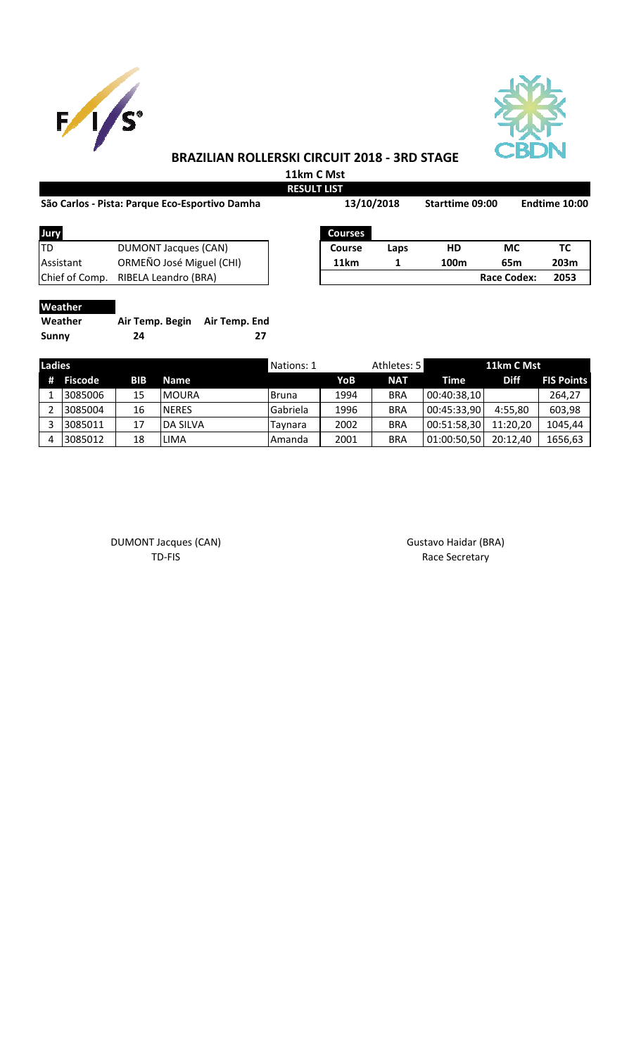# BRAZILIAN ROLLERSKI CIRCUIT 2018 - 3RD STAGE

## 11km C Mst

**RESULT LIST**

**São Carlos - Pista: Parque Eco-Esportivo Damha** | **13/10/2018** | **Starttime 09:00** | **Endtime 10:00**

| Jury | |
|---|---|
| TD | DUMONT Jacques (CAN) |
| Assistant | ORMEÑO José Miguel (CHI) |
| Chief of Comp. | RIBELA Leandro (BRA) |

| Courses | | | | |
|---|---|---|---|---|
| **Course** | **Laps** | **HD** | **MC** | **TC** |
| **11km** | **1** | **100m** | **65m** | **203m** |
| | | | **Race Codex:** | **2053** |

**Weather**

| Weather | Air Temp. Begin | Air Temp. End |
|---|---|---|
| **Sunny** | **24** | **27** |

| Ladies | | | | Nations: 1 | | Athletes: 5 | 11km C Mst | | |
|---|---|---|---|---|---|---|---|---|---|
| # | Fiscode | BIB | Name | | YoB | NAT | Time | Diff | FIS Points |
| 1 | 3085006 | 15 | MOURA | Bruna | 1994 | BRA | 00:40:38,10 | | 264,27 |
| 2 | 3085004 | 16 | NERES | Gabriela | 1996 | BRA | 00:45:33,90 | 4:55,80 | 603,98 |
| 3 | 3085011 | 17 | DA SILVA | Taynara | 2002 | BRA | 00:51:58,30 | 11:20,20 | 1045,44 |
| 4 | 3085012 | 18 | LIMA | Amanda | 2001 | BRA | 01:00:50,50 | 20:12,40 | 1656,63 |

DUMONT Jacques (CAN)
TD-FIS

Gustavo Haidar (BRA)
Race Secretary